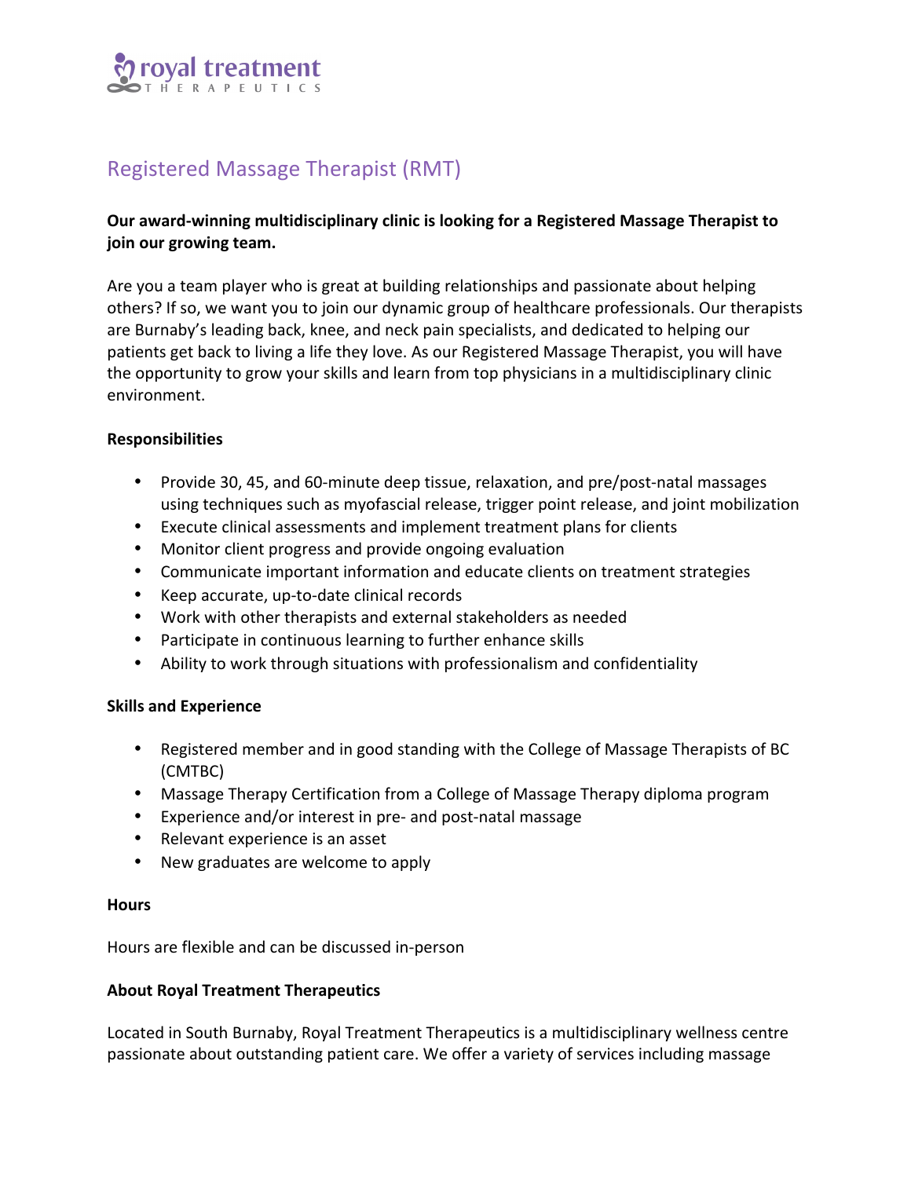royal treatment
THERAPEUTICS

# Registered Massage Therapist (RMT)

**Our award-winning multidisciplinary clinic is looking for a Registered Massage Therapist to join our growing team.**

Are you a team player who is great at building relationships and passionate about helping others? If so, we want you to join our dynamic group of healthcare professionals. Our therapists are Burnaby's leading back, knee, and neck pain specialists, and dedicated to helping our patients get back to living a life they love. As our Registered Massage Therapist, you will have the opportunity to grow your skills and learn from top physicians in a multidisciplinary clinic environment.

**Responsibilities**

- Provide 30, 45, and 60-minute deep tissue, relaxation, and pre/post-natal massages using techniques such as myofascial release, trigger point release, and joint mobilization
- Execute clinical assessments and implement treatment plans for clients
- Monitor client progress and provide ongoing evaluation
- Communicate important information and educate clients on treatment strategies
- Keep accurate, up-to-date clinical records
- Work with other therapists and external stakeholders as needed
- Participate in continuous learning to further enhance skills
- Ability to work through situations with professionalism and confidentiality

**Skills and Experience**

- Registered member and in good standing with the College of Massage Therapists of BC (CMTBC)
- Massage Therapy Certification from a College of Massage Therapy diploma program
- Experience and/or interest in pre- and post-natal massage
- Relevant experience is an asset
- New graduates are welcome to apply

**Hours**

Hours are flexible and can be discussed in-person

**About Royal Treatment Therapeutics**

Located in South Burnaby, Royal Treatment Therapeutics is a multidisciplinary wellness centre passionate about outstanding patient care. We offer a variety of services including massage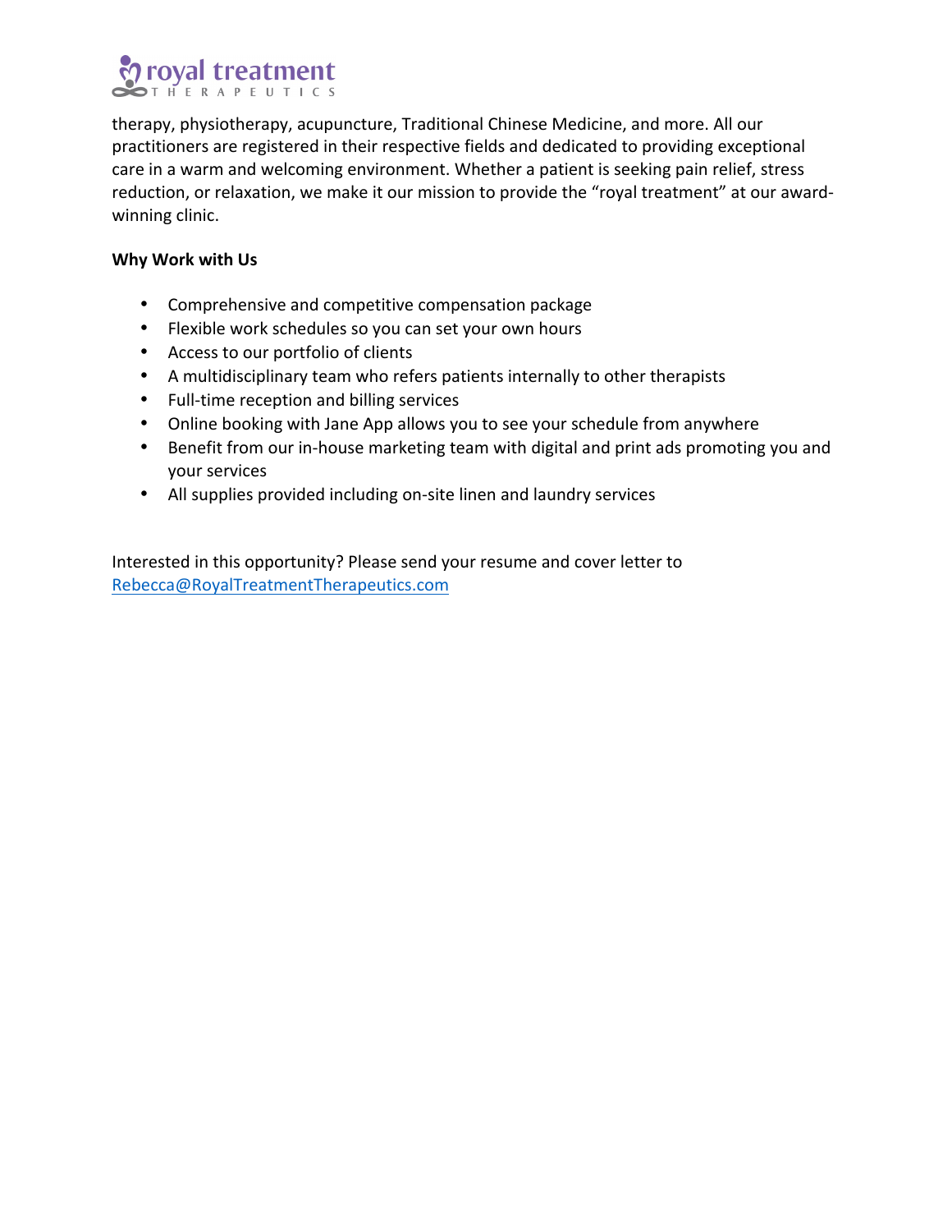therapy, physiotherapy, acupuncture, Traditional Chinese Medicine, and more. All our practitioners are registered in their respective fields and dedicated to providing exceptional care in a warm and welcoming environment. Whether a patient is seeking pain relief, stress reduction, or relaxation, we make it our mission to provide the "royal treatment" at our award-winning clinic.

**Why Work with Us**

- Comprehensive and competitive compensation package
- Flexible work schedules so you can set your own hours
- Access to our portfolio of clients
- A multidisciplinary team who refers patients internally to other therapists
- Full-time reception and billing services
- Online booking with Jane App allows you to see your schedule from anywhere
- Benefit from our in-house marketing team with digital and print ads promoting you and your services
- All supplies provided including on-site linen and laundry services

Interested in this opportunity? Please send your resume and cover letter to Rebecca@RoyalTreatmentTherapeutics.com